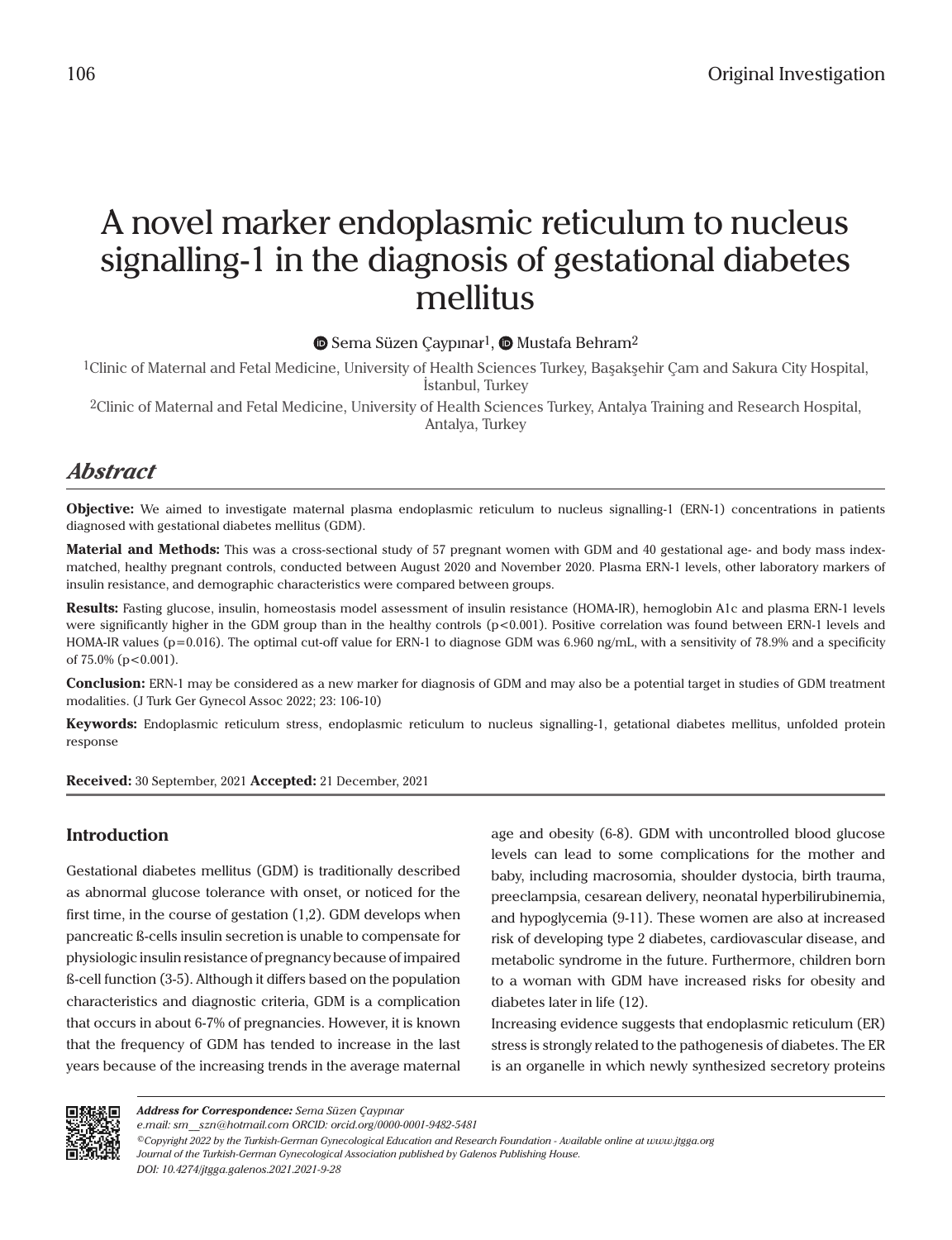Original Investigation

# A novel marker endoplasmic reticulum to nucleus signalling-1 in the diagnosis of gestational diabetes mellitus

Sema Süzen Çaypınar[1], Mustafa Behram[2]

[1]Clinic of Maternal and Fetal Medicine, University of Health Sciences Turkey, Başakşehir Çam and Sakura City Hospital, İstanbul, Turkey

[2]Clinic of Maternal and Fetal Medicine, University of Health Sciences Turkey, Antalya Training and Research Hospital, Antalya, Turkey

## *Abstract*

**Objective:** We aimed to investigate maternal plasma endoplasmic reticulum to nucleus signalling-1 (ERN-1) concentrations in patients diagnosed with gestational diabetes mellitus (GDM).

**Material and Methods:** This was a cross-sectional study of 57 pregnant women with GDM and 40 gestational age- and body mass index-matched, healthy pregnant controls, conducted between August 2020 and November 2020. Plasma ERN-1 levels, other laboratory markers of insulin resistance, and demographic characteristics were compared between groups.

**Results:** Fasting glucose, insulin, homeostasis model assessment of insulin resistance (HOMA-IR), hemoglobin A1c and plasma ERN-1 levels were significantly higher in the GDM group than in the healthy controls ($p<0.001$). Positive correlation was found between ERN-1 levels and HOMA-IR values ($p=0.016$). The optimal cut-off value for ERN-1 to diagnose GDM was 6.960 ng/mL, with a sensitivity of 78.9% and a specificity of 75.0% ($p<0.001$).

**Conclusion:** ERN-1 may be considered as a new marker for diagnosis of GDM and may also be a potential target in studies of GDM treatment modalities. (J Turk Ger Gynecol Assoc 2022; 23: 106-10)

**Keywords:** Endoplasmic reticulum stress, endoplasmic reticulum to nucleus signalling-1, getational diabetes mellitus, unfolded protein response

**Received:** 30 September, 2021 **Accepted:** 21 December, 2021

## Introduction

Gestational diabetes mellitus (GDM) is traditionally described as abnormal glucose tolerance with onset, or noticed for the first time, in the course of gestation (1,2). GDM develops when pancreatic ß-cells insulin secretion is unable to compensate for physiologic insulin resistance of pregnancy because of impaired ß-cell function (3-5). Although it differs based on the population characteristics and diagnostic criteria, GDM is a complication that occurs in about 6-7% of pregnancies. However, it is known that the frequency of GDM has tended to increase in the last years because of the increasing trends in the average maternal age and obesity (6-8). GDM with uncontrolled blood glucose levels can lead to some complications for the mother and baby, including macrosomia, shoulder dystocia, birth trauma, preeclampsia, cesarean delivery, neonatal hyperbilirubinemia, and hypoglycemia (9-11). These women are also at increased risk of developing type 2 diabetes, cardiovascular disease, and metabolic syndrome in the future. Furthermore, children born to a woman with GDM have increased risks for obesity and diabetes later in life (12).

Increasing evidence suggests that endoplasmic reticulum (ER) stress is strongly related to the pathogenesis of diabetes. The ER is an organelle in which newly synthesized secretory proteins

*Address for Correspondence: Sema Süzen Çaypınar*
*e.mail: sm__szn@hotmail.com ORCID: orcid.org/0000-0001-9482-5481*
*©Copyright 2022 by the Turkish-German Gynecological Education and Research Foundation - Available online at www.jtgga.org*
*Journal of the Turkish-German Gynecological Association published by Galenos Publishing House.*
*DOI: 10.4274/jtgga.galenos.2021.2021-9-28*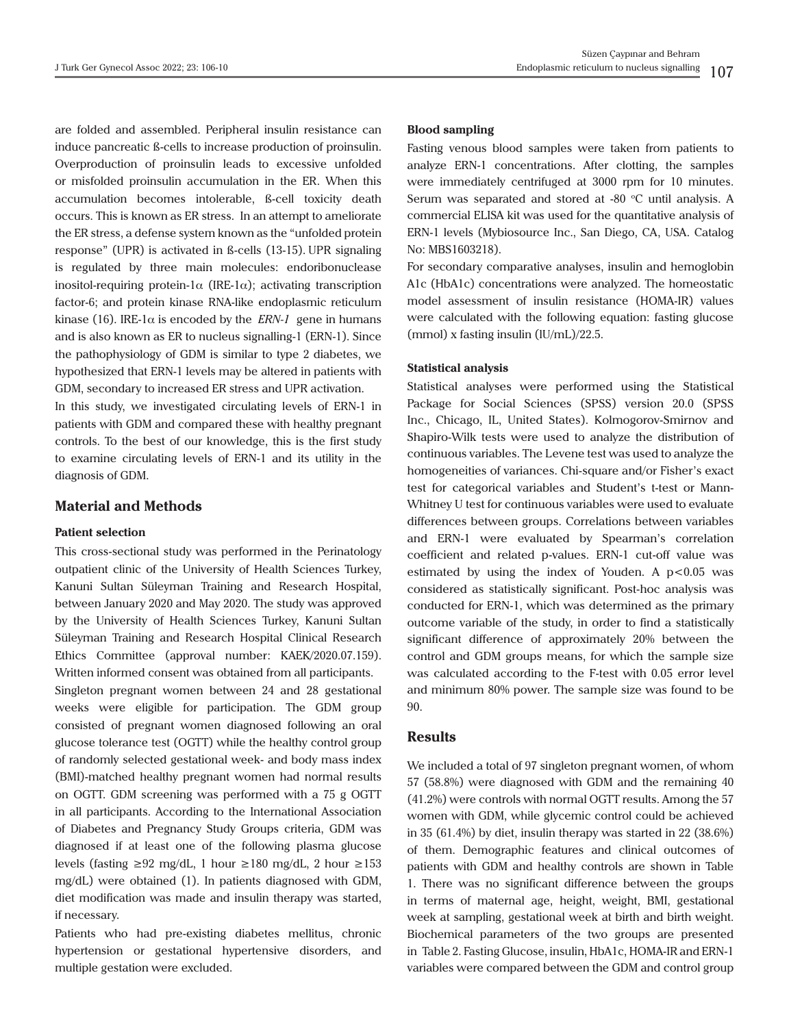are folded and assembled. Peripheral insulin resistance can induce pancreatic ß-cells to increase production of proinsulin. Overproduction of proinsulin leads to excessive unfolded or misfolded proinsulin accumulation in the ER. When this accumulation becomes intolerable, ß-cell toxicity death occurs. This is known as ER stress. In an attempt to ameliorate the ER stress, a defense system known as the "unfolded protein response" (UPR) is activated in ß-cells (13-15). UPR signaling is regulated by three main molecules: endoribonuclease inositol-requiring protein-1α (IRE-1α); activating transcription factor-6; and protein kinase RNA-like endoplasmic reticulum kinase (16). IRE-1α is encoded by the *ERN-1* gene in humans and is also known as ER to nucleus signalling-1 (ERN-1). Since the pathophysiology of GDM is similar to type 2 diabetes, we hypothesized that ERN-1 levels may be altered in patients with GDM, secondary to increased ER stress and UPR activation.

In this study, we investigated circulating levels of ERN-1 in patients with GDM and compared these with healthy pregnant controls. To the best of our knowledge, this is the first study to examine circulating levels of ERN-1 and its utility in the diagnosis of GDM.

## Material and Methods

### Patient selection

This cross-sectional study was performed in the Perinatology outpatient clinic of the University of Health Sciences Turkey, Kanuni Sultan Süleyman Training and Research Hospital, between January 2020 and May 2020. The study was approved by the University of Health Sciences Turkey, Kanuni Sultan Süleyman Training and Research Hospital Clinical Research Ethics Committee (approval number: KAEK/2020.07.159). Written informed consent was obtained from all participants.

Singleton pregnant women between 24 and 28 gestational weeks were eligible for participation. The GDM group consisted of pregnant women diagnosed following an oral glucose tolerance test (OGTT) while the healthy control group of randomly selected gestational week- and body mass index (BMI)-matched healthy pregnant women had normal results on OGTT. GDM screening was performed with a 75 g OGTT in all participants. According to the International Association of Diabetes and Pregnancy Study Groups criteria, GDM was diagnosed if at least one of the following plasma glucose levels (fasting ≥92 mg/dL, 1 hour ≥180 mg/dL, 2 hour ≥153 mg/dL) were obtained (1). In patients diagnosed with GDM, diet modification was made and insulin therapy was started, if necessary.

Patients who had pre-existing diabetes mellitus, chronic hypertension or gestational hypertensive disorders, and multiple gestation were excluded.

### Blood sampling

Fasting venous blood samples were taken from patients to analyze ERN-1 concentrations. After clotting, the samples were immediately centrifuged at 3000 rpm for 10 minutes. Serum was separated and stored at -80 °C until analysis. A commercial ELISA kit was used for the quantitative analysis of ERN-1 levels (Mybiosource Inc., San Diego, CA, USA. Catalog No: MBS1603218).

For secondary comparative analyses, insulin and hemoglobin A1c (HbA1c) concentrations were analyzed. The homeostatic model assessment of insulin resistance (HOMA-IR) values were calculated with the following equation: fasting glucose (mmol) x fasting insulin (IU/mL)/22.5.

### Statistical analysis

Statistical analyses were performed using the Statistical Package for Social Sciences (SPSS) version 20.0 (SPSS Inc., Chicago, IL, United States). Kolmogorov-Smirnov and Shapiro-Wilk tests were used to analyze the distribution of continuous variables. The Levene test was used to analyze the homogeneities of variances. Chi-square and/or Fisher's exact test for categorical variables and Student's t-test or Mann-Whitney U test for continuous variables were used to evaluate differences between groups. Correlations between variables and ERN-1 were evaluated by Spearman's correlation coefficient and related p-values. ERN-1 cut-off value was estimated by using the index of Youden. A $p<0.05$ was considered as statistically significant. Post-hoc analysis was conducted for ERN-1, which was determined as the primary outcome variable of the study, in order to find a statistically significant difference of approximately 20% between the control and GDM groups means, for which the sample size was calculated according to the F-test with 0.05 error level and minimum 80% power. The sample size was found to be 90.

## Results

We included a total of 97 singleton pregnant women, of whom 57 (58.8%) were diagnosed with GDM and the remaining 40 (41.2%) were controls with normal OGTT results. Among the 57 women with GDM, while glycemic control could be achieved in 35 (61.4%) by diet, insulin therapy was started in 22 (38.6%) of them. Demographic features and clinical outcomes of patients with GDM and healthy controls are shown in Table 1. There was no significant difference between the groups in terms of maternal age, height, weight, BMI, gestational week at sampling, gestational week at birth and birth weight. Biochemical parameters of the two groups are presented in Table 2. Fasting Glucose, insulin, HbA1c, HOMA-IR and ERN-1 variables were compared between the GDM and control group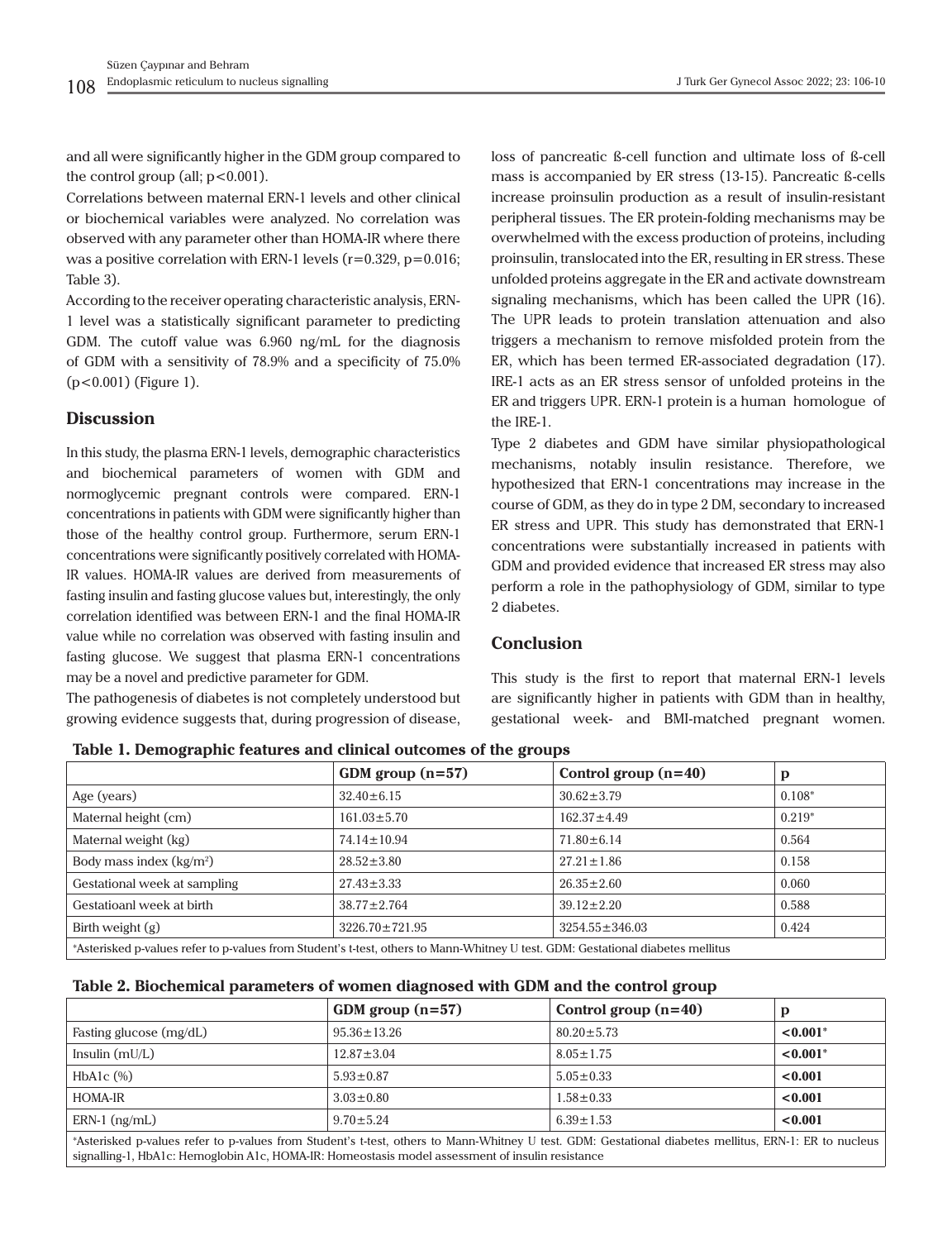and all were significantly higher in the GDM group compared to the control group (all; p<0.001).

Correlations between maternal ERN-1 levels and other clinical or biochemical variables were analyzed. No correlation was observed with any parameter other than HOMA-IR where there was a positive correlation with ERN-1 levels (r=0.329, p=0.016; Table 3).

According to the receiver operating characteristic analysis, ERN-1 level was a statistically significant parameter to predicting GDM. The cutoff value was 6.960 ng/mL for the diagnosis of GDM with a sensitivity of 78.9% and a specificity of 75.0% (p<0.001) (Figure 1).

## Discussion

In this study, the plasma ERN-1 levels, demographic characteristics and biochemical parameters of women with GDM and normoglycemic pregnant controls were compared. ERN-1 concentrations in patients with GDM were significantly higher than those of the healthy control group. Furthermore, serum ERN-1 concentrations were significantly positively correlated with HOMA-IR values. HOMA-IR values are derived from measurements of fasting insulin and fasting glucose values but, interestingly, the only correlation identified was between ERN-1 and the final HOMA-IR value while no correlation was observed with fasting insulin and fasting glucose. We suggest that plasma ERN-1 concentrations may be a novel and predictive parameter for GDM.

The pathogenesis of diabetes is not completely understood but growing evidence suggests that, during progression of disease, loss of pancreatic ß-cell function and ultimate loss of ß-cell mass is accompanied by ER stress (13-15). Pancreatic ß-cells increase proinsulin production as a result of insulin-resistant peripheral tissues. The ER protein-folding mechanisms may be overwhelmed with the excess production of proteins, including proinsulin, translocated into the ER, resulting in ER stress. These unfolded proteins aggregate in the ER and activate downstream signaling mechanisms, which has been called the UPR (16). The UPR leads to protein translation attenuation and also triggers a mechanism to remove misfolded protein from the ER, which has been termed ER-associated degradation (17). IRE-1 acts as an ER stress sensor of unfolded proteins in the ER and triggers UPR. ERN-1 protein is a human homologue of the IRE-1.

Type 2 diabetes and GDM have similar physiopathological mechanisms, notably insulin resistance. Therefore, we hypothesized that ERN-1 concentrations may increase in the course of GDM, as they do in type 2 DM, secondary to increased ER stress and UPR. This study has demonstrated that ERN-1 concentrations were substantially increased in patients with GDM and provided evidence that increased ER stress may also perform a role in the pathophysiology of GDM, similar to type 2 diabetes.

## Conclusion

This study is the first to report that maternal ERN-1 levels are significantly higher in patients with GDM than in healthy, gestational week- and BMI-matched pregnant women.

**Table 1. Demographic features and clinical outcomes of the groups**

| | GDM group (n=57) | Control group (n=40) | p |
|---|---|---|---|
| Age (years) | 32.40±6.15 | 30.62±3.79 | 0.108* |
| Maternal height (cm) | 161.03±5.70 | 162.37±4.49 | 0.219* |
| Maternal weight (kg) | 74.14±10.94 | 71.80±6.14 | 0.564 |
| Body mass index (kg/m$^2$) | 28.52±3.80 | 27.21±1.86 | 0.158 |
| Gestational week at sampling | 27.43±3.33 | 26.35±2.60 | 0.060 |
| Gestatioanl week at birth | 38.77±2.764 | 39.12±2.20 | 0.588 |
| Birth weight (g) | 3226.70±721.95 | 3254.55±346.03 | 0.424 |

*Asterisked p-values refer to p-values from Student's t-test, others to Mann-Whitney U test. GDM: Gestational diabetes mellitus

**Table 2. Biochemical parameters of women diagnosed with GDM and the control group**

| | GDM group (n=57) | Control group (n=40) | p |
|---|---|---|---|
| Fasting glucose (mg/dL) | 95.36±13.26 | 80.20±5.73 | **<0.001*** |
| Insulin (mU/L) | 12.87±3.04 | 8.05±1.75 | **<0.001*** |
| HbA1c (%) | 5.93±0.87 | 5.05±0.33 | **<0.001** |
| HOMA-IR | 3.03±0.80 | 1.58±0.33 | **<0.001** |
| ERN-1 (ng/mL) | 9.70±5.24 | 6.39±1.53 | **<0.001** |

*Asterisked p-values refer to p-values from Student's t-test, others to Mann-Whitney U test. GDM: Gestational diabetes mellitus, ERN-1: ER to nucleus signalling-1, HbA1c: Hemoglobin A1c, HOMA-IR: Homeostasis model assessment of insulin resistance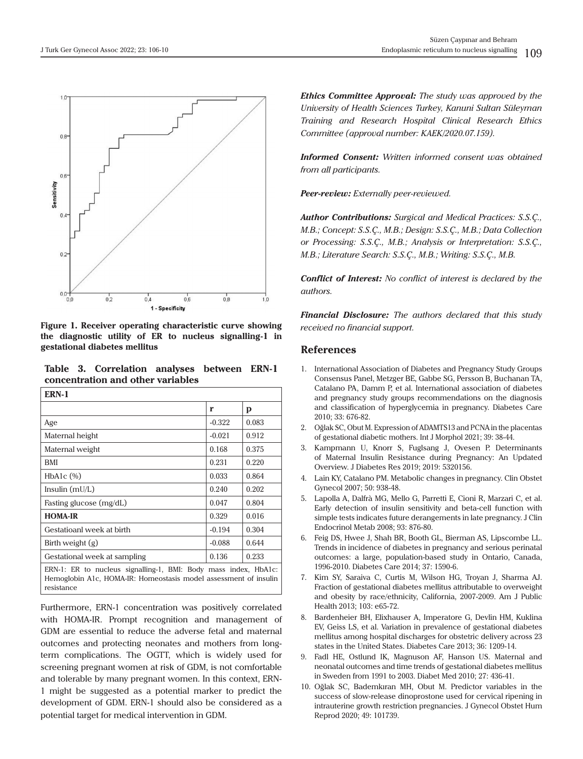Figure 1. Receiver operating characteristic curve showing the diagnostic utility of ER to nucleus signalling-1 in gestational diabetes mellitus

**Table 3. Correlation analyses between ERN-1 concentration and other variables**

| ERN-1 | | |
|---|---|---|
| | r | p |
| Age | -0.322 | 0.083 |
| Maternal height | -0.021 | 0.912 |
| Maternal weight | 0.168 | 0.375 |
| BMI | 0.231 | 0.220 |
| HbA1c (%) | 0.033 | 0.864 |
| Insulin (mU/L) | 0.240 | 0.202 |
| Fasting glucose (mg/dL) | 0.047 | 0.804 |
| **HOMA-IR** | 0.329 | 0.016 |
| Gestatioanl week at birth | -0.194 | 0.304 |
| Birth weight (g) | -0.088 | 0.644 |
| Gestational week at sampling | 0.136 | 0.233 |

ERN-1: ER to nucleus signalling-1, BMI: Body mass index, HbA1c: Hemoglobin A1c, HOMA-IR: Homeostasis model assessment of insulin resistance

Furthermore, ERN-1 concentration was positively correlated with HOMA-IR. Prompt recognition and management of GDM are essential to reduce the adverse fetal and maternal outcomes and protecting neonates and mothers from long-term complications. The OGTT, which is widely used for screening pregnant women at risk of GDM, is not comfortable and tolerable by many pregnant women. In this context, ERN-1 might be suggested as a potential marker to predict the development of GDM. ERN-1 should also be considered as a potential target for medical intervention in GDM.

***Ethics Committee Approval:*** *The study was approved by the University of Health Sciences Turkey, Kanuni Sultan Süleyman Training and Research Hospital Clinical Research Ethics Committee (approval number: KAEK/2020.07.159).*

***Informed Consent:*** *Written informed consent was obtained from all participants.*

***Peer-review:*** *Externally peer-reviewed.*

***Author Contributions:*** *Surgical and Medical Practices: S.S.Ç., M.B.; Concept: S.S.Ç., M.B.; Design: S.S.Ç., M.B.; Data Collection or Processing: S.S.Ç., M.B.; Analysis or Interpretation: S.S.Ç., M.B.; Literature Search: S.S.Ç., M.B.; Writing: S.S.Ç., M.B.*

***Conflict of Interest:*** *No conflict of interest is declared by the authors.*

***Financial Disclosure:*** *The authors declared that this study received no financial support.*

## References

1. International Association of Diabetes and Pregnancy Study Groups Consensus Panel, Metzger BE, Gabbe SG, Persson B, Buchanan TA, Catalano PA, Damm P, et al. International association of diabetes and pregnancy study groups recommendations on the diagnosis and classification of hyperglycemia in pregnancy. Diabetes Care 2010; 33: 676-82.
2. Oğlak SC, Obut M. Expression of ADAMTS13 and PCNA in the placentas of gestational diabetic mothers. Int J Morphol 2021; 39: 38-44.
3. Kampmann U, Knorr S, Fuglsang J, Ovesen P. Determinants of Maternal Insulin Resistance during Pregnancy: An Updated Overview. J Diabetes Res 2019; 2019: 5320156.
4. Lain KY, Catalano PM. Metabolic changes in pregnancy. Clin Obstet Gynecol 2007; 50: 938-48.
5. Lapolla A, Dalfrà MG, Mello G, Parretti E, Cioni R, Marzari C, et al. Early detection of insulin sensitivity and beta-cell function with simple tests indicates future derangements in late pregnancy. J Clin Endocrinol Metab 2008; 93: 876-80.
6. Feig DS, Hwee J, Shah BR, Booth GL, Bierman AS, Lipscombe LL. Trends in incidence of diabetes in pregnancy and serious perinatal outcomes: a large, population-based study in Ontario, Canada, 1996-2010. Diabetes Care 2014; 37: 1590-6.
7. Kim SY, Saraiva C, Curtis M, Wilson HG, Troyan J, Sharma AJ. Fraction of gestational diabetes mellitus attributable to overweight and obesity by race/ethnicity, California, 2007-2009. Am J Public Health 2013; 103: e65-72.
8. Bardenheier BH, Elixhauser A, Imperatore G, Devlin HM, Kuklina EV, Geiss LS, et al. Variation in prevalence of gestational diabetes mellitus among hospital discharges for obstetric delivery across 23 states in the United States. Diabetes Care 2013; 36: 1209-14.
9. Fadl HE, Ostlund IK, Magnuson AF, Hanson US. Maternal and neonatal outcomes and time trends of gestational diabetes mellitus in Sweden from 1991 to 2003. Diabet Med 2010; 27: 436-41.
10. Oğlak SC, Bademkıran MH, Obut M. Predictor variables in the success of slow-release dinoprostone used for cervical ripening in intrauterine growth restriction pregnancies. J Gynecol Obstet Hum Reprod 2020; 49: 101739.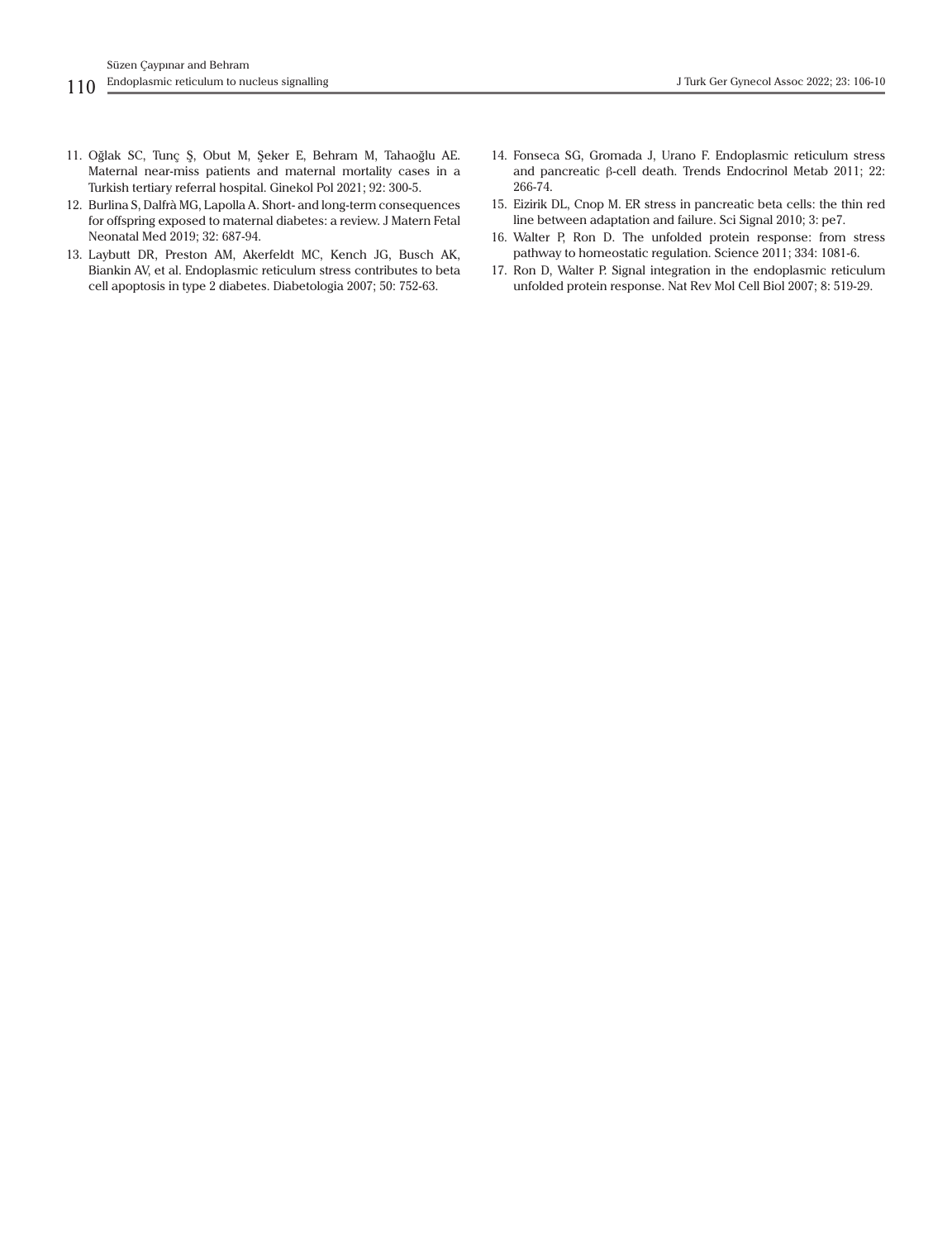11. Oğlak SC, Tunç Ş, Obut M, Şeker E, Behram M, Tahaoğlu AE. Maternal near-miss patients and maternal mortality cases in a Turkish tertiary referral hospital. Ginekol Pol 2021; 92: 300-5.
12. Burlina S, Dalfrà MG, Lapolla A. Short- and long-term consequences for offspring exposed to maternal diabetes: a review. J Matern Fetal Neonatal Med 2019; 32: 687-94.
13. Laybutt DR, Preston AM, Akerfeldt MC, Kench JG, Busch AK, Biankin AV, et al. Endoplasmic reticulum stress contributes to beta cell apoptosis in type 2 diabetes. Diabetologia 2007; 50: 752-63.
14. Fonseca SG, Gromada J, Urano F. Endoplasmic reticulum stress and pancreatic β-cell death. Trends Endocrinol Metab 2011; 22: 266-74.
15. Eizirik DL, Cnop M. ER stress in pancreatic beta cells: the thin red line between adaptation and failure. Sci Signal 2010; 3: pe7.
16. Walter P, Ron D. The unfolded protein response: from stress pathway to homeostatic regulation. Science 2011; 334: 1081-6.
17. Ron D, Walter P. Signal integration in the endoplasmic reticulum unfolded protein response. Nat Rev Mol Cell Biol 2007; 8: 519-29.